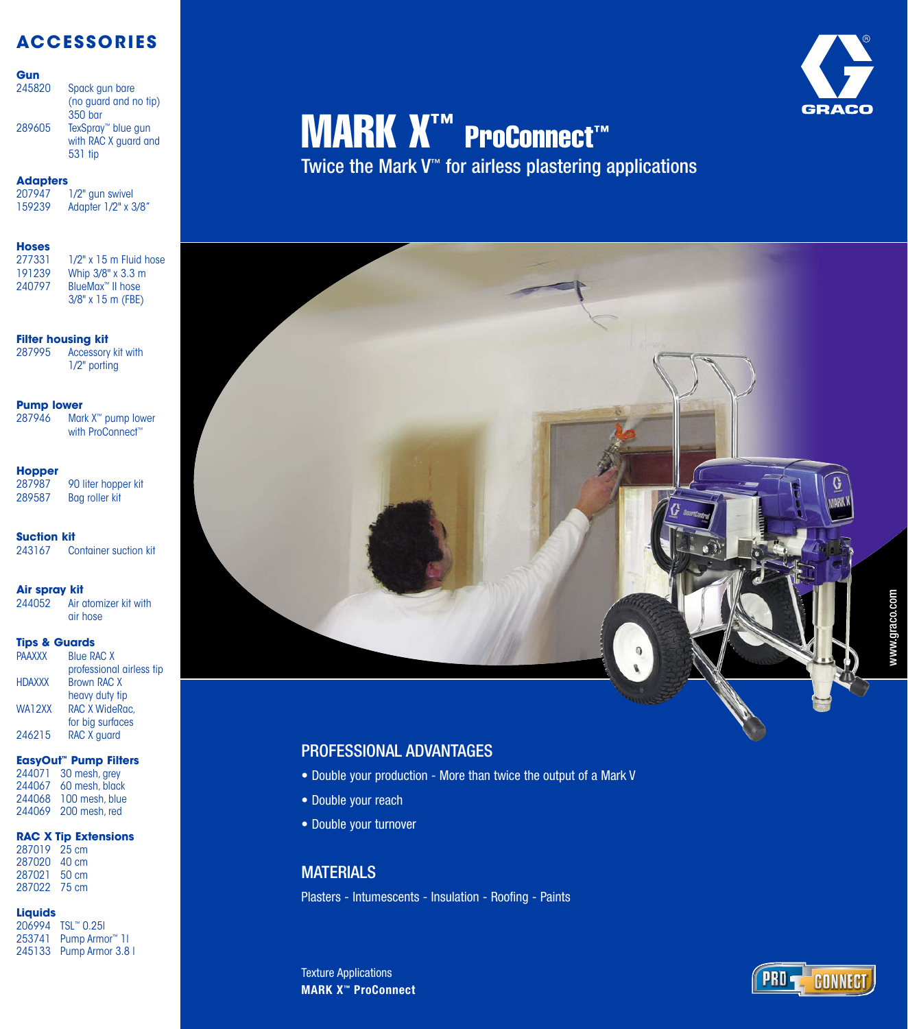# MARK X™ ProConnect™

Twice the Mark V™ for airless plastering applications

## PROFESSIONAL ADVANTAGES

- Double your production - More than twice the output of a Mark V
- Double your reach
- Double your turnover

## MATERIALS

Plasters - Intumescents - Insulation - Roofing - Paints

Texture Applications
**MARK X™ ProConnect**

## ACCESSORIES

### Gun

| | |
|---|---|
| 245820 | Spack gun bare (no guard and no tip) 350 bar |
| 289605 | TexSpray™ blue gun with RAC X guard and 531 tip |

### Adapters

| | |
|---|---|
| 207947 | 1/2" gun swivel |
| 159239 | Adapter 1/2" x 3/8" |

### Hoses

| | |
|---|---|
| 277331 | 1/2" x 15 m Fluid hose |
| 191239 | Whip 3/8" x 3.3 m |
| 240797 | BlueMax™ II hose 3/8" x 15 m (FBE) |

### Filter housing kit

| | |
|---|---|
| 287995 | Accessory kit with 1/2" porting |

### Pump lower

| | |
|---|---|
| 287946 | Mark X™ pump lower with ProConnect™ |

### Hopper

| | |
|---|---|
| 287987 | 90 liter hopper kit |
| 289587 | Bag roller kit |

### Suction kit

| | |
|---|---|
| 243167 | Container suction kit |

### Air spray kit

| | |
|---|---|
| 244052 | Air atomizer kit with air hose |

### Tips & Guards

| | |
|---|---|
| PAAXXX | Blue RAC X professional airless tip |
| HDAXXX | Brown RAC X heavy duty tip |
| WA12XX | RAC X WideRac, for big surfaces |
| 246215 | RAC X guard |

### EasyOut™ Pump Filters

| | |
|---|---|
| 244071 | 30 mesh, grey |
| 244067 | 60 mesh, black |
| 244068 | 100 mesh, blue |
| 244069 | 200 mesh, red |

### RAC X Tip Extensions

| | |
|---|---|
| 287019 | 25 cm |
| 287020 | 40 cm |
| 287021 | 50 cm |
| 287022 | 75 cm |

### Liquids

| | |
|---|---|
| 206994 | TSL™ 0.25l |
| 253741 | Pump Armor™ 1l |
| 245133 | Pump Armor 3.8 l |

www.graco.com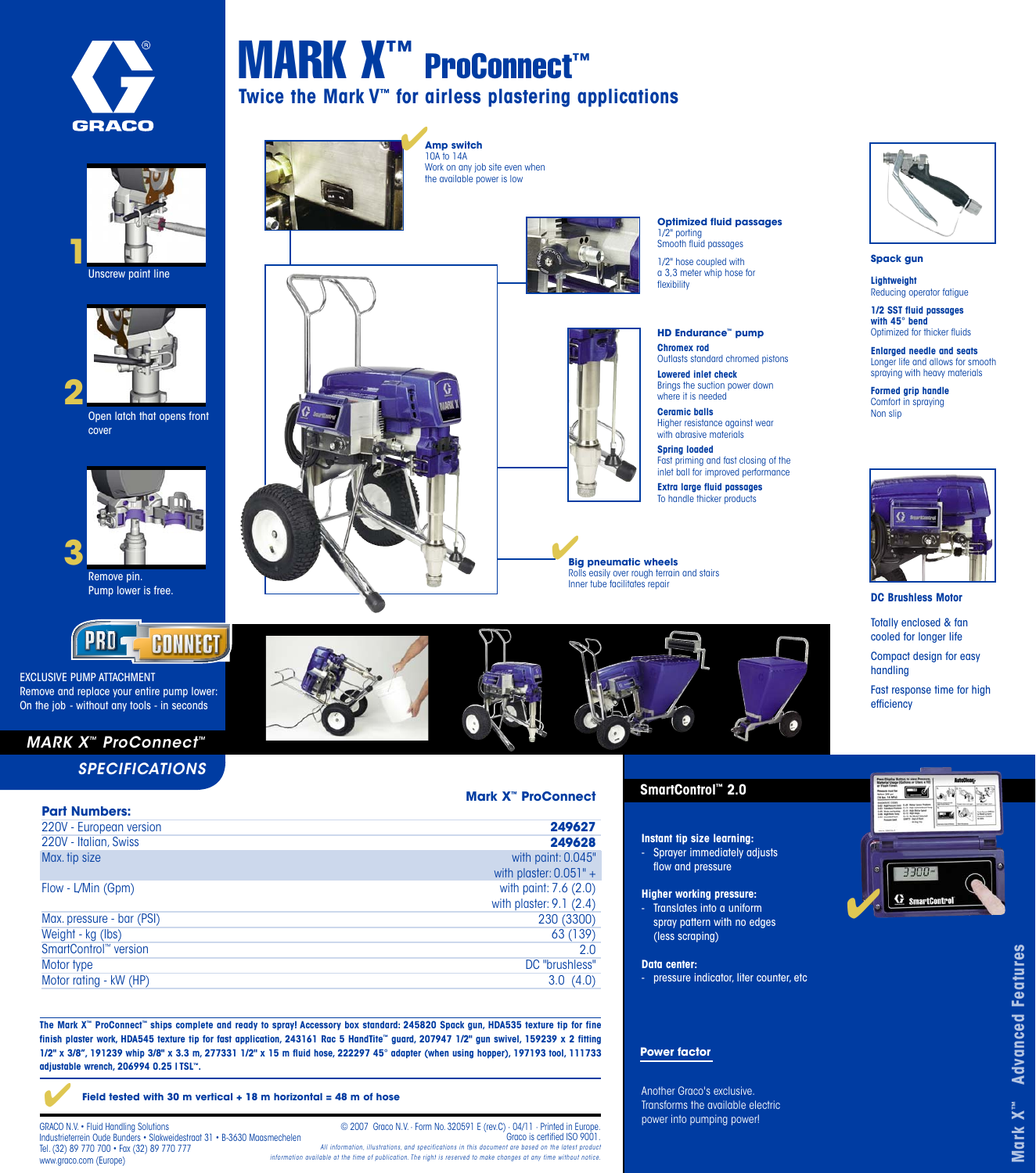# MARK X™ ProConnect™

## Twice the Mark V™ for airless plastering applications

1. Unscrew paint line

2. Open latch that opens front cover

3. Remove pin.
Pump lower is free.

PRO CONNECT

EXCLUSIVE PUMP ATTACHMENT
Remove and replace your entire pump lower: On the job - without any tools - in seconds

**Amp switch**
10A to 14A
Work on any job site even when the available power is low

**Optimized fluid passages**
1/2" porting
Smooth fluid passages

1/2" hose coupled with a 3,3 meter whip hose for flexibility

**HD Endurance™ pump**

**Chromex rod**
Outlasts standard chromed pistons

**Lowered inlet check**
Brings the suction power down where it is needed

**Ceramic balls**
Higher resistance against wear with abrasive materials

**Spring loaded**
Fast priming and fast closing of the inlet ball for improved performance

**Extra large fluid passages**
To handle thicker products

**Big pneumatic wheels**
Rolls easily over rough terrain and stairs
Inner tube facilitates repair

**Spack gun**

**Lightweight**
Reducing operator fatigue

**1/2 SST fluid passages with 45° bend**
Optimized for thicker fluids

**Enlarged needle and seats**
Longer life and allows for smooth spraying with heavy materials

**Formed grip handle**
Comfort in spraying
Non slip

**DC Brushless Motor**

Totally enclosed & fan cooled for longer life

Compact design for easy handling

Fast response time for high efficiency

## *MARK X™ ProConnect™* *SPECIFICATIONS*

| Part Numbers: | Mark X™ ProConnect |
|---|---|
| 220V - European version | **249627** |
| 220V - Italian, Swiss | **249628** |
| Max. tip size | with paint: 0.045"<br>with plaster: 0.051" + |
| Flow - L/Min (Gpm) | with paint: 7.6 (2.0)<br>with plaster: 9.1 (2.4) |
| Max. pressure - bar (PSI) | 230 (3300) |
| Weight - kg (lbs) | 63 (139) |
| SmartControl™ version | 2.0 |
| Motor type | DC "brushless" |
| Motor rating - kW (HP) | 3.0 (4.0) |

**The Mark X™ ProConnect™ ships complete and ready to spray! Accessory box standard: 245820 Spack gun, HDA535 texture tip for fine finish plaster work, HDA545 texture tip for fast application, 243161 Rac 5 HandTite™ guard, 207947 1/2" gun swivel, 159239 x 2 fitting 1/2" x 3/8", 191239 whip 3/8" x 3.3 m, 277331 1/2" x 15 m fluid hose, 222297 45° adapter (when using hopper), 197193 tool, 111733 adjustable wrench, 206994 0.25 l TSL™.**

**Field tested with 30 m vertical + 18 m horizontal = 48 m of hose**

## SmartControl™ 2.0

**Instant tip size learning:**
- Sprayer immediately adjusts flow and pressure

**Higher working pressure:**
- Translates into a uniform spray pattern with no edges (less scraping)

**Data center:**
- pressure indicator, liter counter, etc

**Power factor**

Another Graco's exclusive.
Transforms the available electric power into pumping power!

Mark X™ Advanced Features

GRACO N.V. • Fluid Handling Solutions
Industrieterrein Oude Bunders • Slakweidestraat 31 • B-3630 Maasmechelen
Tel. (32) 89 770 700 • Fax (32) 89 770 777
www.graco.com (Europe)

© 2007 Graco N.V. · Form No. 320591 E (rev.C) · 04/11 · Printed in Europe.
Graco is certified ISO 9001.

*All information, illustrations, and specifications in this document are based on the latest product information available at the time of publication. The right is reserved to make changes at any time without notice.*